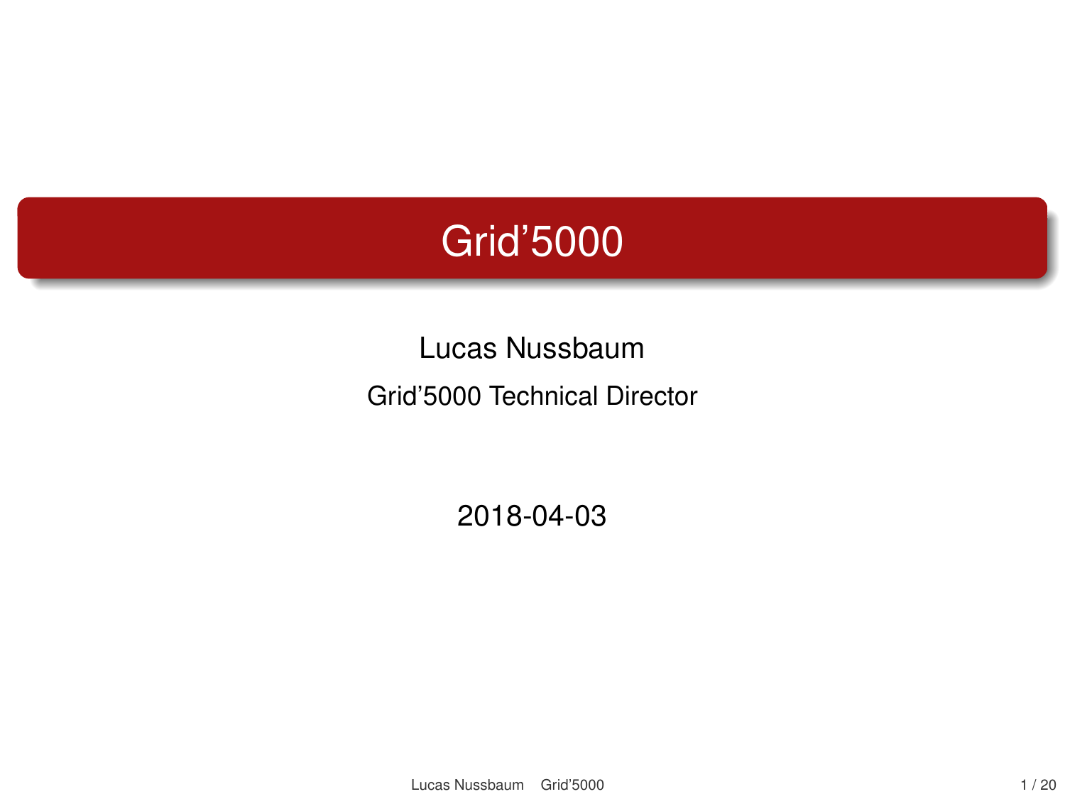# Grid'5000

Lucas Nussbaum

Grid'5000 Technical Director

2018-04-03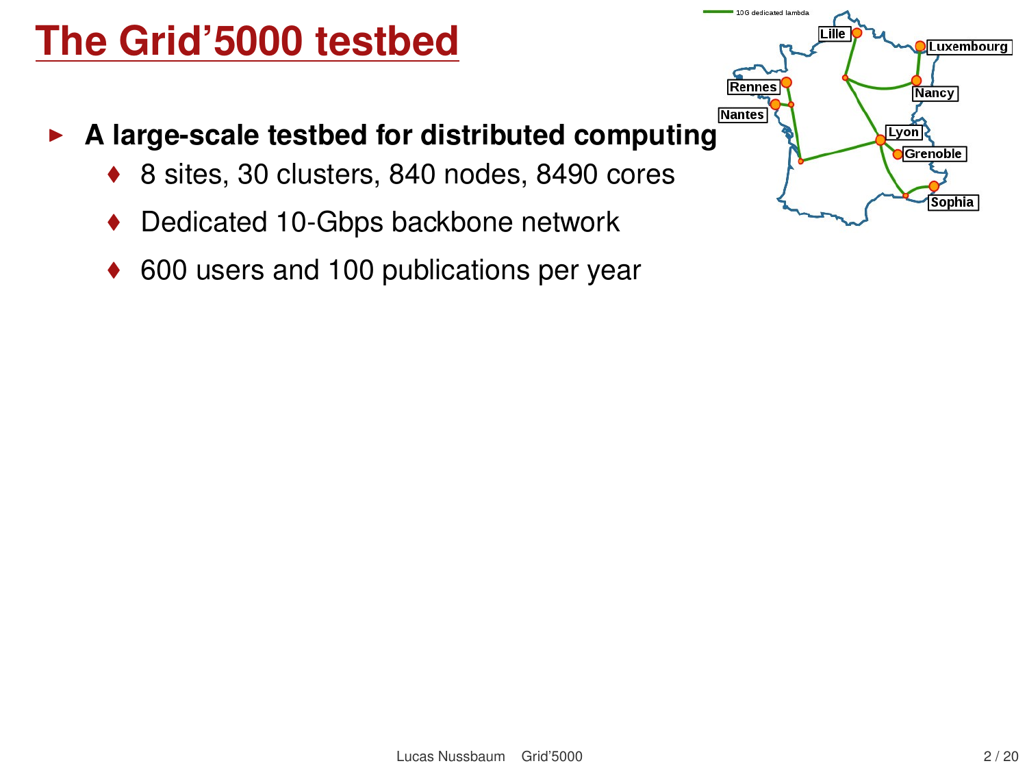# The Grid'5000 testbed

- **A large-scale testbed for distributed computing**
  - 8 sites, 30 clusters, 840 nodes, 8490 cores
  - Dedicated 10-Gbps backbone network
  - 600 users and 100 publications per year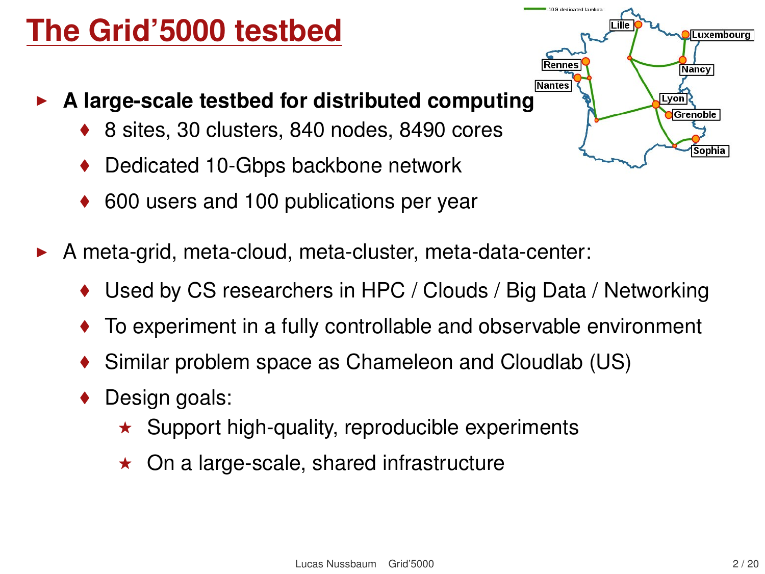# The Grid'5000 testbed

- **A large-scale testbed for distributed computing**
  - 8 sites, 30 clusters, 840 nodes, 8490 cores
  - Dedicated 10-Gbps backbone network
  - 600 users and 100 publications per year
- A meta-grid, meta-cloud, meta-cluster, meta-data-center:
  - Used by CS researchers in HPC / Clouds / Big Data / Networking
  - To experiment in a fully controllable and observable environment
  - Similar problem space as Chameleon and Cloudlab (US)
  - Design goals:
    - Support high-quality, reproducible experiments
    - On a large-scale, shared infrastructure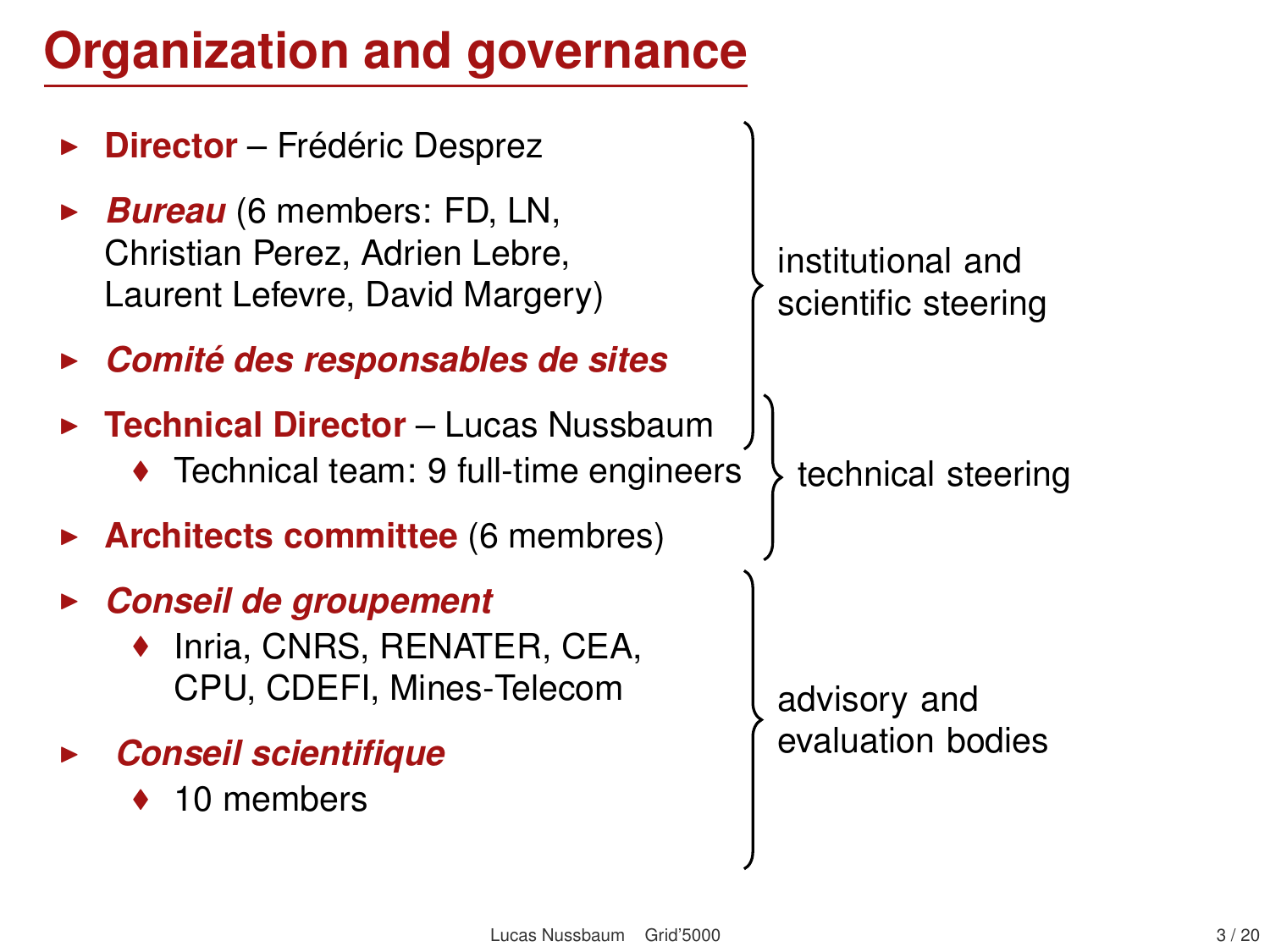# Organization and governance

- **Director** – Frédéric Desprez
- ***Bureau*** (6 members: FD, LN, Christian Perez, Adrien Lebre, Laurent Lefevre, David Margery)
- ***Comité des responsables de sites***
- **Technical Director** – Lucas Nussbaum
  - Technical team: 9 full-time engineers
- **Architects committee** (6 membres)
- ***Conseil de groupement***
  - Inria, CNRS, RENATER, CEA, CPU, CDEFI, Mines-Telecom
- ***Conseil scientifique***
  - 10 members

Director, Bureau, Comité des responsables de sites, Technical Director: institutional and scientific steering

Technical Director, technical team, Architects committee: technical steering

Conseil de groupement, Conseil scientifique: advisory and evaluation bodies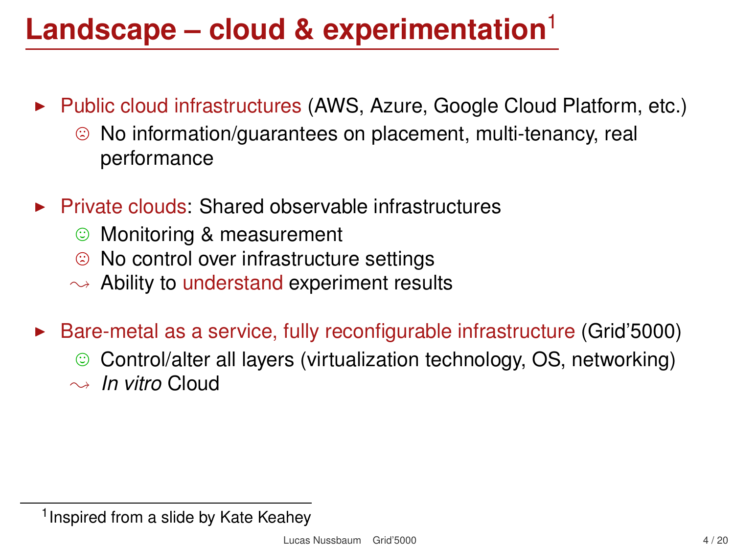# Landscape – cloud & experimentation[1]

- Public cloud infrastructures (AWS, Azure, Google Cloud Platform, etc.)
  - ☹ No information/guarantees on placement, multi-tenancy, real performance
- Private clouds: Shared observable infrastructures
  - ☺ Monitoring & measurement
  - ☹ No control over infrastructure settings
  - ⇝ Ability to understand experiment results
- Bare-metal as a service, fully reconfigurable infrastructure (Grid'5000)
  - ☺ Control/alter all layers (virtualization technology, OS, networking)
  - ⇝ *In vitro* Cloud

[1] Inspired from a slide by Kate Keahey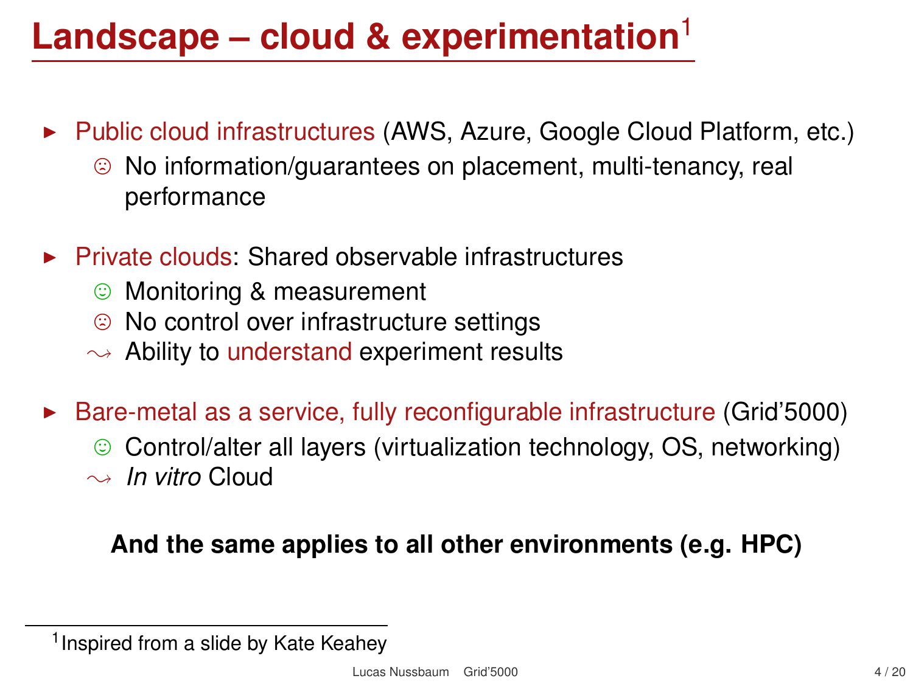# Landscape – cloud & experimentation[1]

- Public cloud infrastructures (AWS, Azure, Google Cloud Platform, etc.)
  - ☹ No information/guarantees on placement, multi-tenancy, real performance
- Private clouds: Shared observable infrastructures
  - ☺ Monitoring & measurement
  - ☹ No control over infrastructure settings
  - ⇝ Ability to understand experiment results
- Bare-metal as a service, fully reconfigurable infrastructure (Grid'5000)
  - ☺ Control/alter all layers (virtualization technology, OS, networking)
  - ⇝ *In vitro* Cloud

**And the same applies to all other environments (e.g. HPC)**

[1] Inspired from a slide by Kate Keahey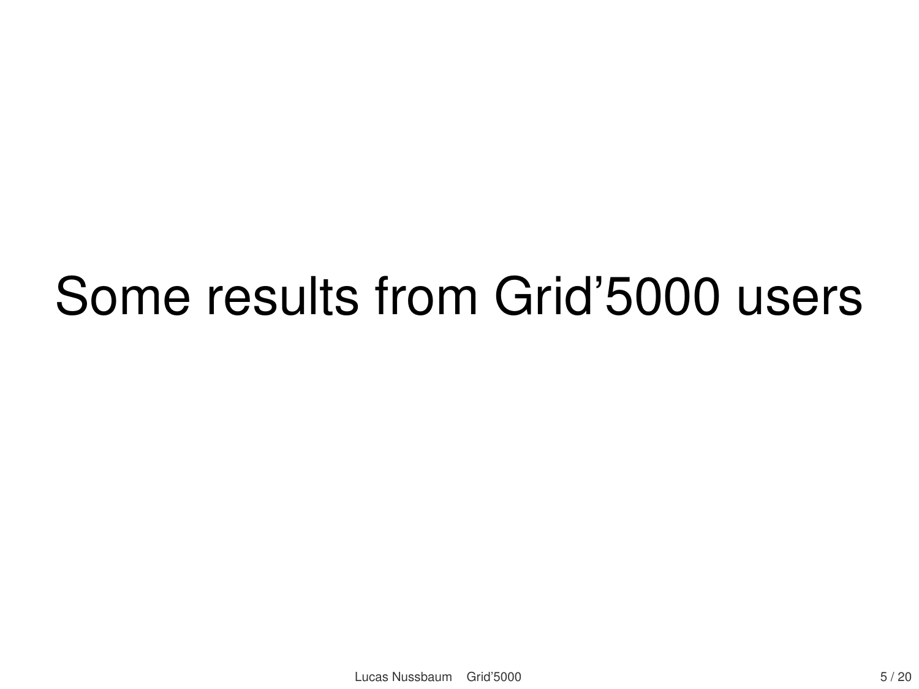# Some results from Grid’5000 users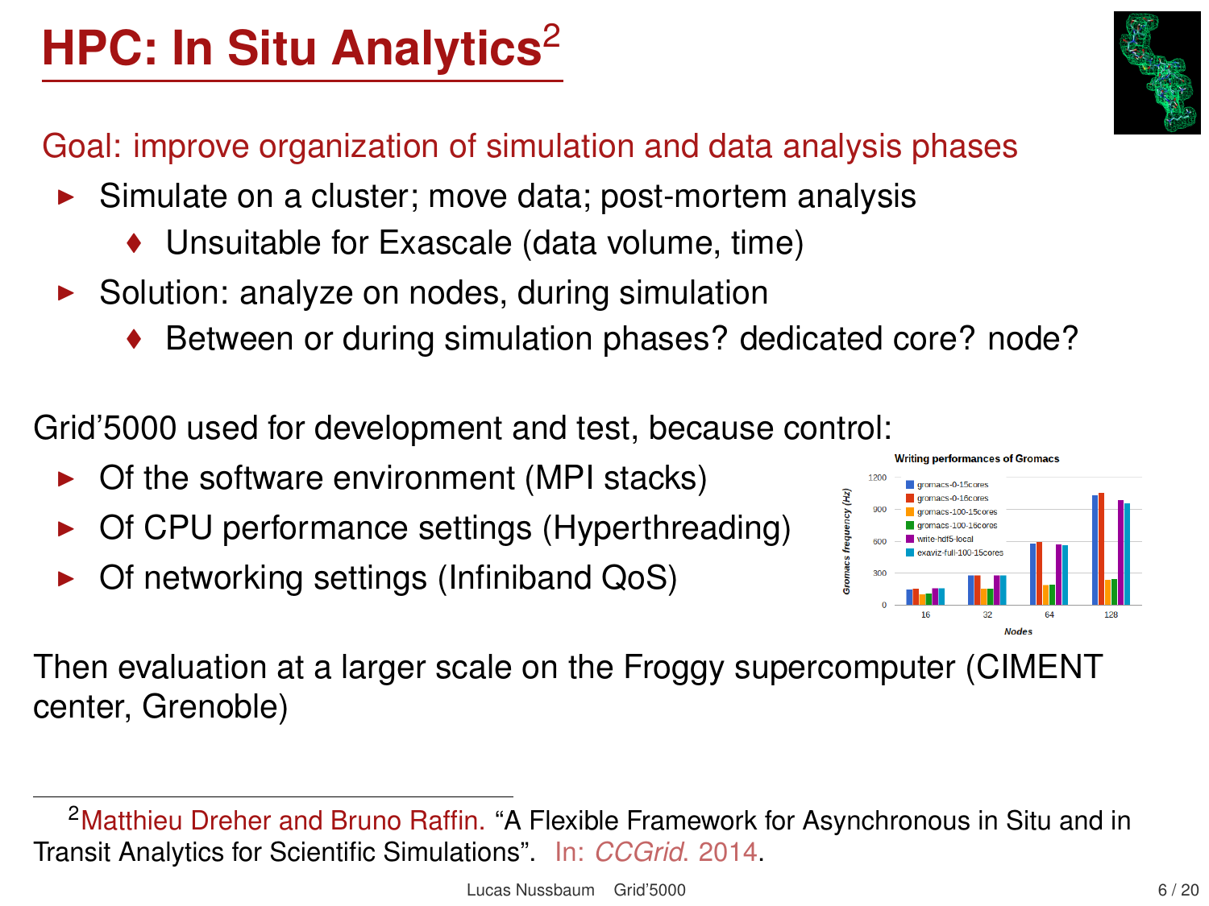# HPC: In Situ Analytics[2]

Goal: improve organization of simulation and data analysis phases

- Simulate on a cluster; move data; post-mortem analysis
  - Unsuitable for Exascale (data volume, time)
- Solution: analyze on nodes, during simulation
  - Between or during simulation phases? dedicated core? node?

Grid'5000 used for development and test, because control:

- Of the software environment (MPI stacks)
- Of CPU performance settings (Hyperthreading)
- Of networking settings (Infiniband QoS)

Writing performances of Gromacs

Then evaluation at a larger scale on the Froggy supercomputer (CIMENT center, Grenoble)

---

[2] Matthieu Dreher and Bruno Raffin. "A Flexible Framework for Asynchronous in Situ and in Transit Analytics for Scientific Simulations". In: *CCGrid*. 2014.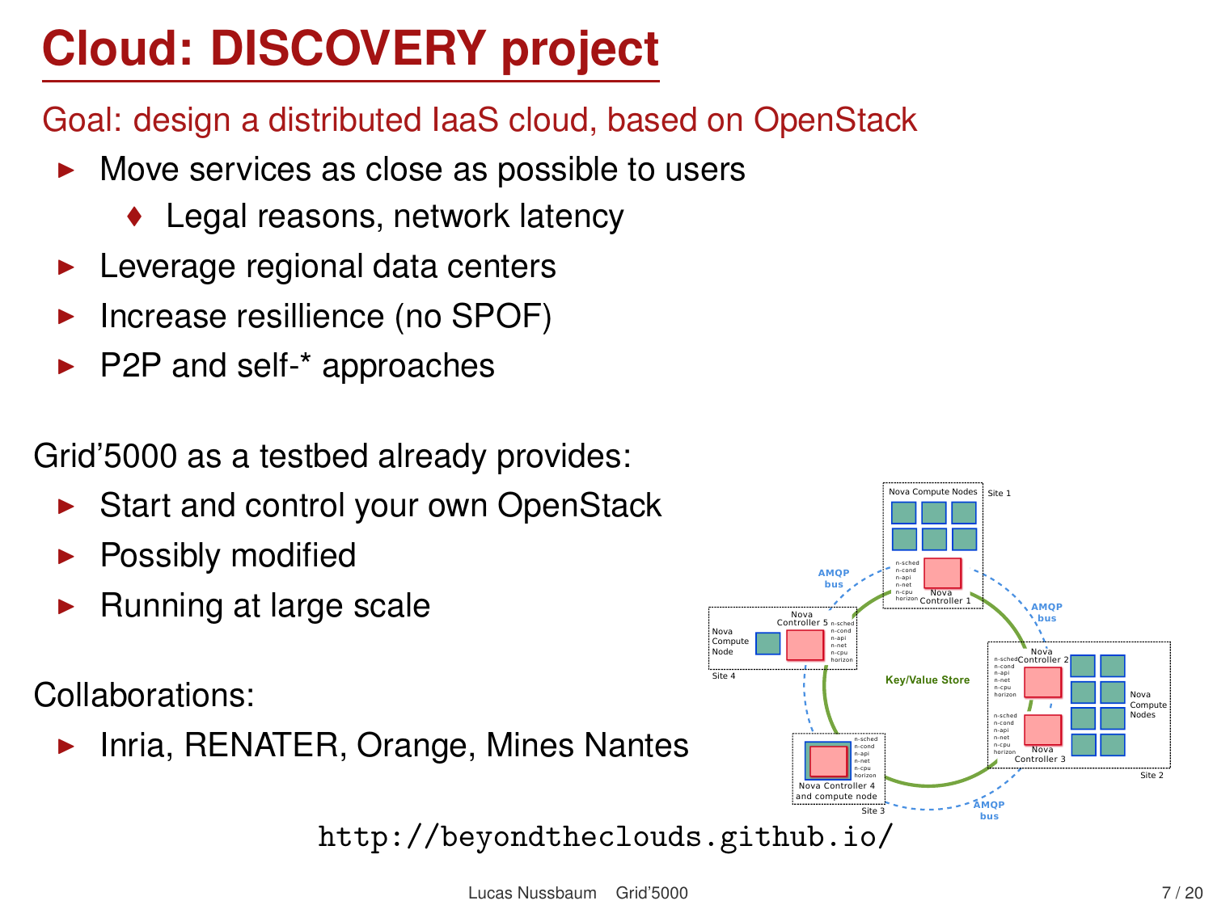# Cloud: DISCOVERY project

Goal: design a distributed IaaS cloud, based on OpenStack

- Move services as close as possible to users
  - Legal reasons, network latency
- Leverage regional data centers
- Increase resillience (no SPOF)
- P2P and self-* approaches

Grid'5000 as a testbed already provides:

- Start and control your own OpenStack
- Possibly modified
- Running at large scale

Collaborations:

- Inria, RENATER, Orange, Mines Nantes

http://beyondtheclouds.github.io/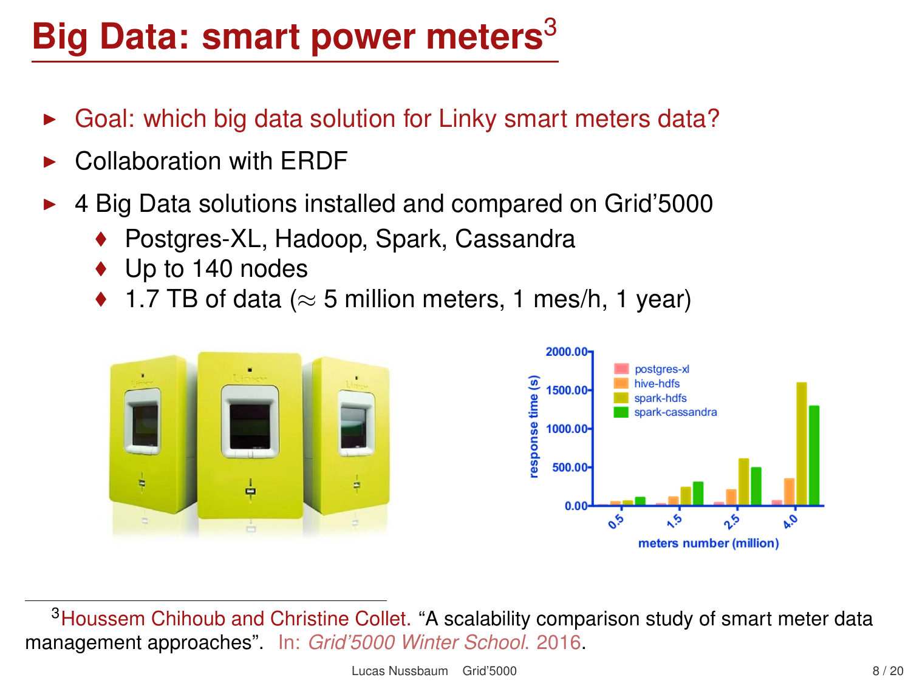# Big Data: smart power meters[3]

- Goal: which big data solution for Linky smart meters data?
- Collaboration with ERDF
- 4 Big Data solutions installed and compared on Grid'5000
  - Postgres-XL, Hadoop, Spark, Cassandra
  - Up to 140 nodes
  - 1.7 TB of data ($\approx$ 5 million meters, 1 mes/h, 1 year)

[3] Houssem Chihoub and Christine Collet. "A scalability comparison study of smart meter data management approaches". In: *Grid'5000 Winter School*. 2016.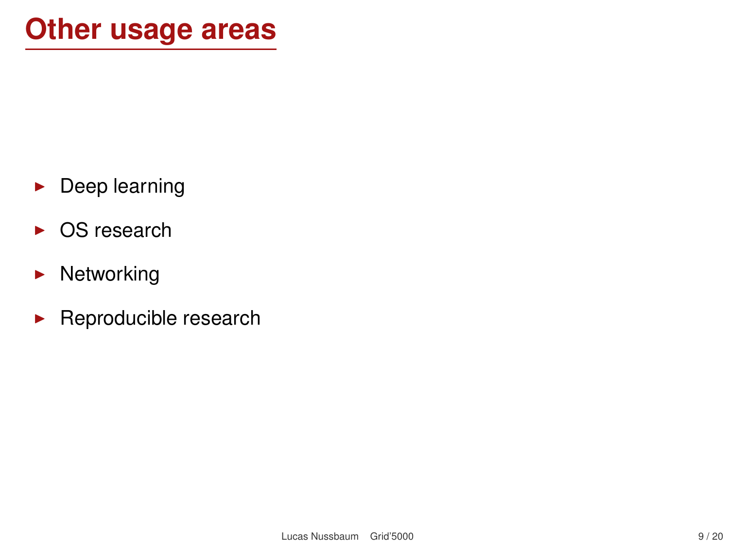# Other usage areas

- Deep learning
- OS research
- Networking
- Reproducible research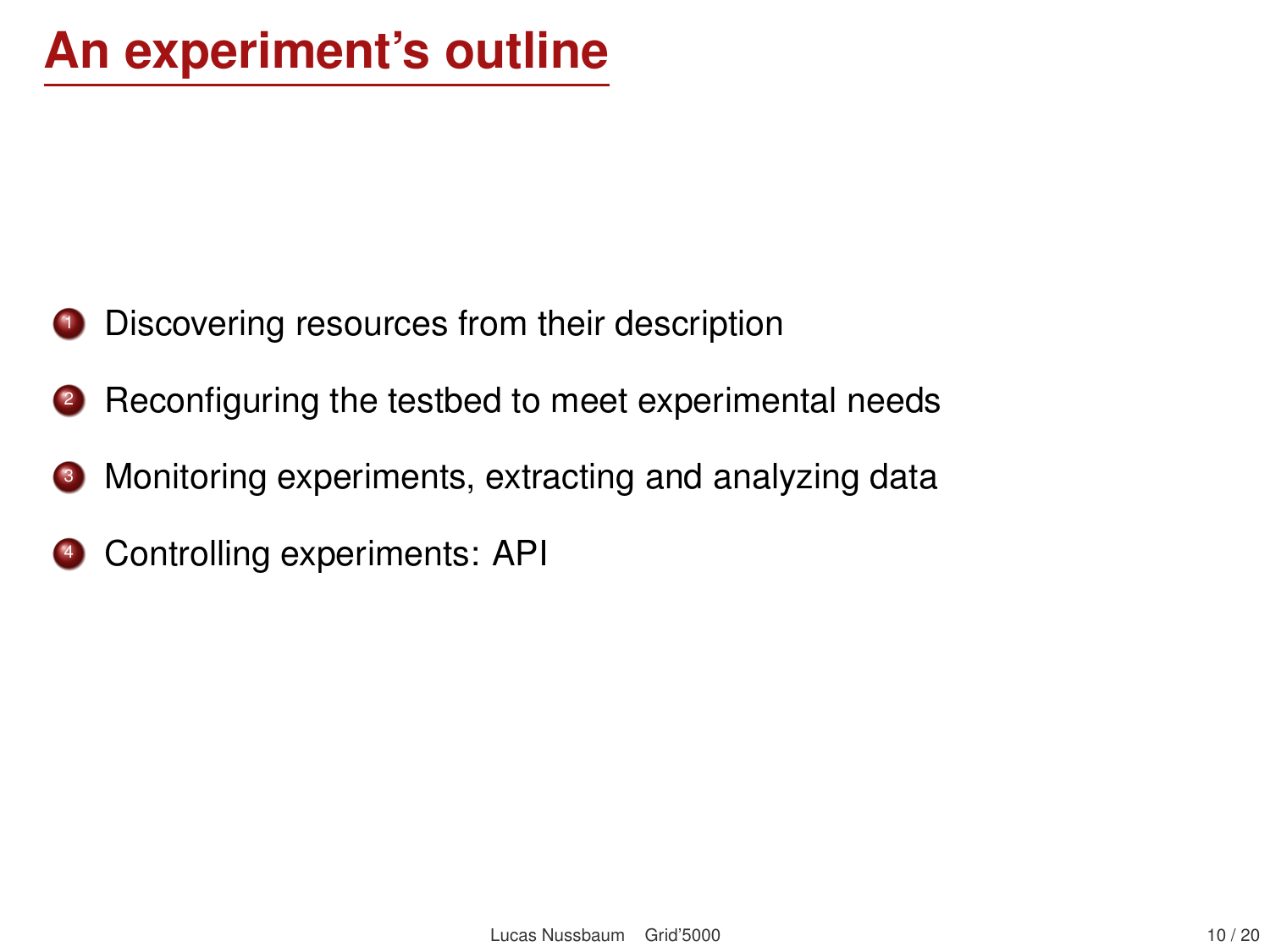# An experiment's outline

1. Discovering resources from their description
2. Reconfiguring the testbed to meet experimental needs
3. Monitoring experiments, extracting and analyzing data
4. Controlling experiments: API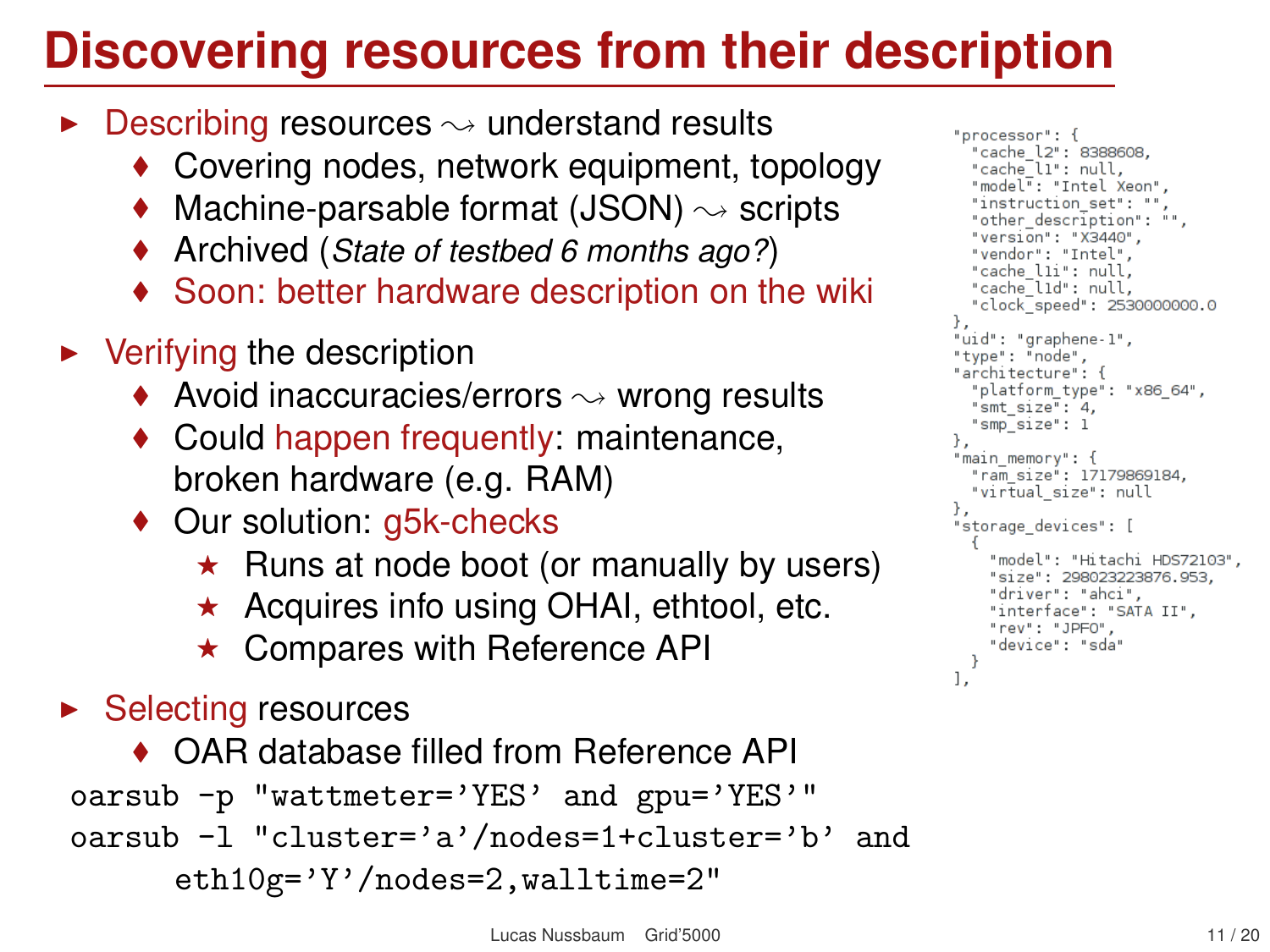# Discovering resources from their description

- **Describing** resources ⇝ understand results
  - Covering nodes, network equipment, topology
  - Machine-parsable format (JSON) ⇝ scripts
  - Archived (*State of testbed 6 months ago?*)
  - Soon: better hardware description on the wiki
- **Verifying** the description
  - Avoid inaccuracies/errors ⇝ wrong results
  - Could happen frequently: maintenance, broken hardware (e.g. RAM)
  - Our solution: g5k-checks
    - ★ Runs at node boot (or manually by users)
    - ★ Acquires info using OHAI, ethtool, etc.
    - ★ Compares with Reference API
- **Selecting** resources
  - OAR database filled from Reference API

```
oarsub -p "wattmeter='YES' and gpu='YES'"
oarsub -l "cluster='a'/nodes=1+cluster='b' and
      eth10g='Y'/nodes=2,walltime=2"
```

```
"processor": {
  "cache_l2": 8388608,
  "cache_l1": null,
  "model": "Intel Xeon",
  "instruction_set": "",
  "other_description": "",
  "version": "X3440",
  "vendor": "Intel",
  "cache_l1i": null,
  "cache_l1d": null,
  "clock_speed": 2530000000.0
},
"uid": "graphene-1",
"type": "node",
"architecture": {
  "platform_type": "x86_64",
  "smt_size": 4,
  "smp_size": 1
},
"main_memory": {
  "ram_size": 17179869184,
  "virtual_size": null
},
"storage_devices": [
  {
    "model": "Hitachi HDS72103",
    "size": 298023223876.953,
    "driver": "ahci",
    "interface": "SATA II",
    "rev": "JPFO",
    "device": "sda"
  }
],
```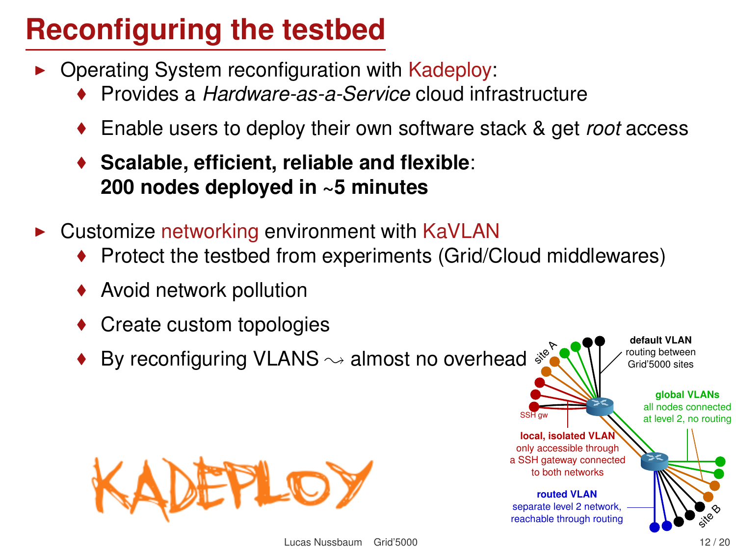# Reconfiguring the testbed

- Operating System reconfiguration with Kadeploy:
  - Provides a *Hardware-as-a-Service* cloud infrastructure
  - Enable users to deploy their own software stack & get *root* access
  - **Scalable, efficient, reliable and flexible**:
    **200 nodes deployed in ~5 minutes**
- Customize networking environment with KaVLAN
  - Protect the testbed from experiments (Grid/Cloud middlewares)
  - Avoid network pollution
  - Create custom topologies
  - By reconfiguring VLANS $\rightsquigarrow$ almost no overhead

**default VLAN**
routing between Grid'5000 sites

**global VLANs**
all nodes connected at level 2, no routing

**local, isolated VLAN**
only accessible through a SSH gateway connected to both networks

**routed VLAN**
separate level 2 network, reachable through routing

site A

site B

SSH gw

KADEPLOY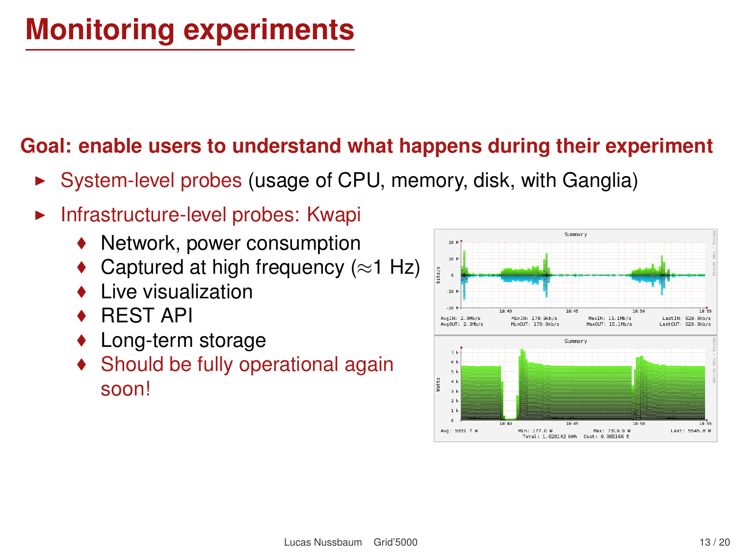# Monitoring experiments

**Goal: enable users to understand what happens during their experiment**

- System-level probes (usage of CPU, memory, disk, with Ganglia)
- Infrastructure-level probes: Kwapi
  - Network, power consumption
  - Captured at high frequency ($\approx$1 Hz)
  - Live visualization
  - REST API
  - Long-term storage
  - Should be fully operational again soon!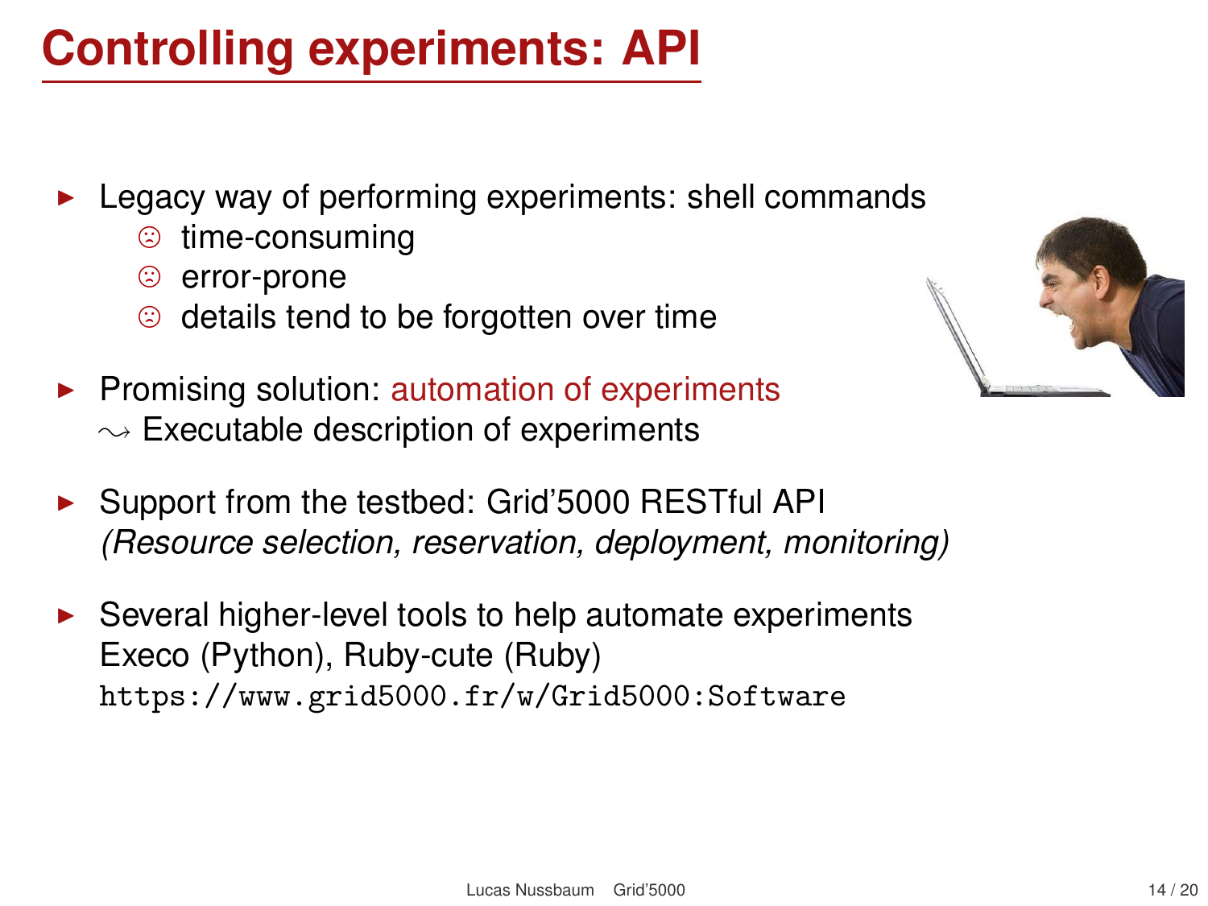# Controlling experiments: API

- Legacy way of performing experiments: shell commands
  - ☹ time-consuming
  - ☹ error-prone
  - ☹ details tend to be forgotten over time
- Promising solution: automation of experiments
  $\rightsquigarrow$ Executable description of experiments
- Support from the testbed: Grid'5000 RESTful API
  *(Resource selection, reservation, deployment, monitoring)*
- Several higher-level tools to help automate experiments
  Execo (Python), Ruby-cute (Ruby)
  `https://www.grid5000.fr/w/Grid5000:Software`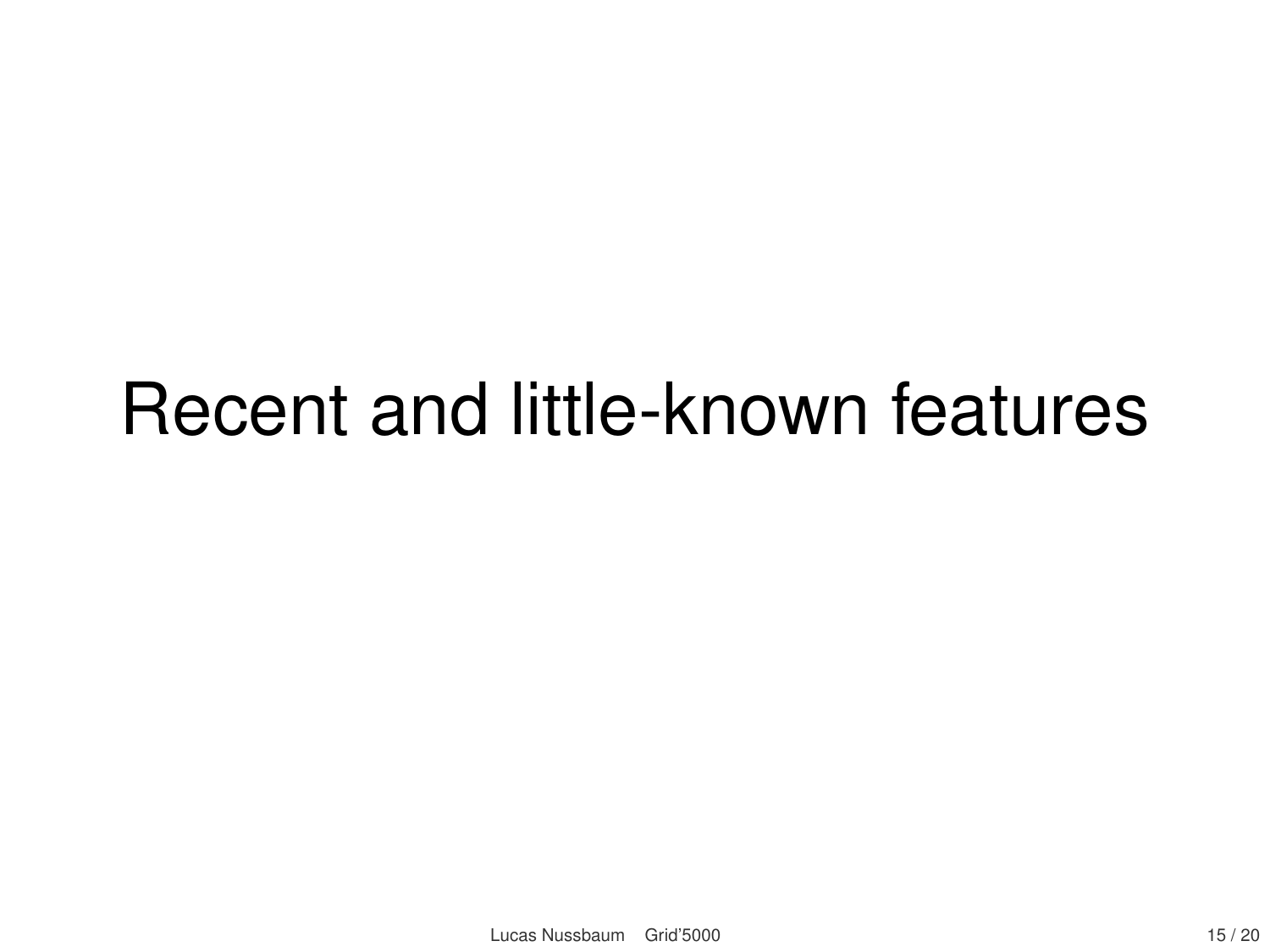# Recent and little-known features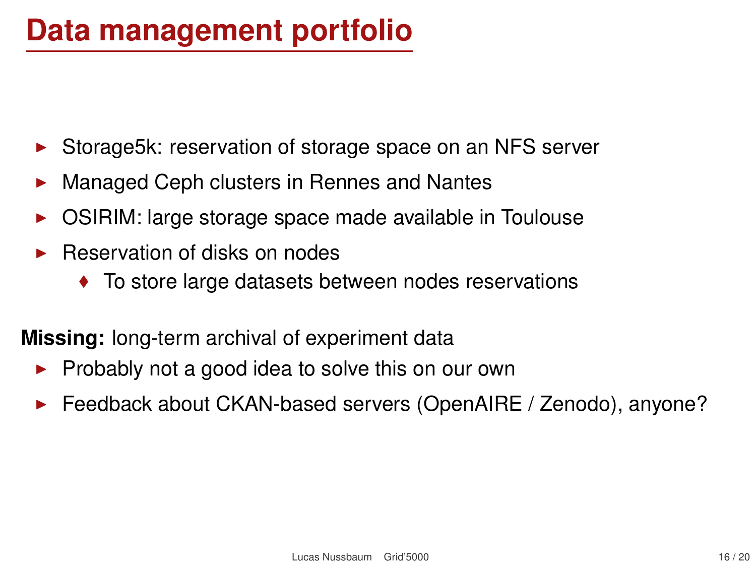# Data management portfolio

- Storage5k: reservation of storage space on an NFS server
- Managed Ceph clusters in Rennes and Nantes
- OSIRIM: large storage space made available in Toulouse
- Reservation of disks on nodes
  - To store large datasets between nodes reservations

**Missing:** long-term archival of experiment data

- Probably not a good idea to solve this on our own
- Feedback about CKAN-based servers (OpenAIRE / Zenodo), anyone?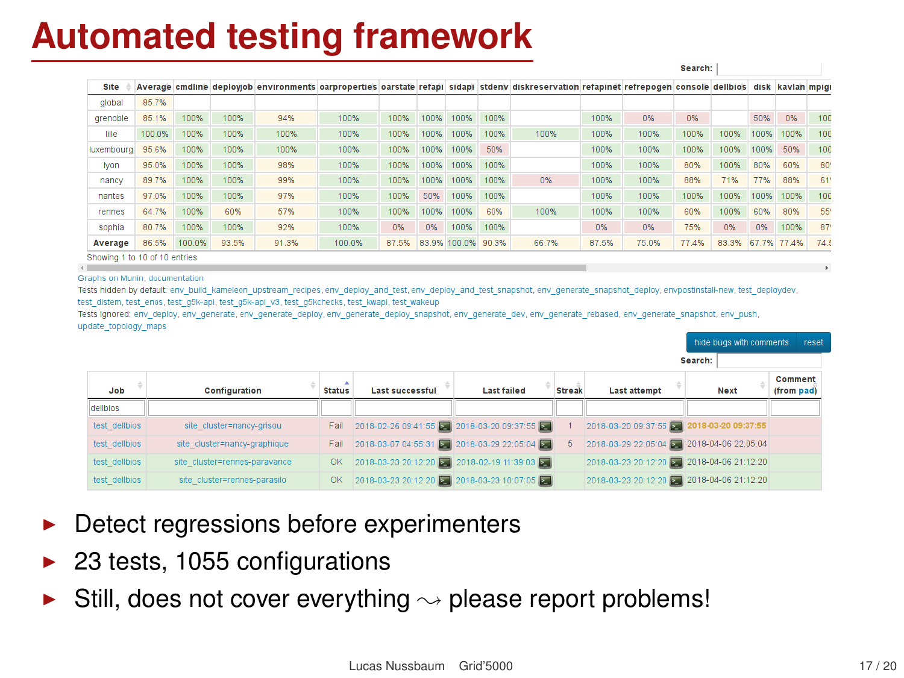# Automated testing framework

Search:

| Site | Average | cmdline | deployjob | environments | oarproperties | oarstate | refapi | sidapi | stdenv | diskreservation | refapinet | refrepogen | console | dellbios | disk | kavlan | mpigi |
|---|---|---|---|---|---|---|---|---|---|---|---|---|---|---|---|---|---|
| global | 85.7% | | | | | | | | | | | | | | | | |
| grenoble | 85.1% | 100% | 100% | 94% | 100% | 100% | 100% | 100% | 100% | | 100% | 0% | 0% | | 50% | 0% | 100 |
| lille | 100.0% | 100% | 100% | 100% | 100% | 100% | 100% | 100% | 100% | 100% | 100% | 100% | 100% | 100% | 100% | 100% | 100 |
| luxembourg | 95.6% | 100% | 100% | 100% | 100% | 100% | 100% | 100% | 50% | | 100% | 100% | 100% | 100% | 100% | 50% | 100 |
| lyon | 95.0% | 100% | 100% | 98% | 100% | 100% | 100% | 100% | 100% | | 100% | 100% | 80% | 100% | 80% | 60% | 80 |
| nancy | 89.7% | 100% | 100% | 99% | 100% | 100% | 100% | 100% | 100% | 0% | 100% | 100% | 88% | 71% | 77% | 88% | 61 |
| nantes | 97.0% | 100% | 100% | 97% | 100% | 100% | 50% | 100% | 100% | | 100% | 100% | 100% | 100% | 100% | 100% | 100 |
| rennes | 64.7% | 100% | 60% | 57% | 100% | 100% | 100% | 100% | 60% | 100% | 100% | 100% | 60% | 100% | 60% | 80% | 55 |
| sophia | 80.7% | 100% | 100% | 92% | 100% | 0% | 0% | 100% | 100% | | 0% | 0% | 75% | 0% | 0% | 100% | 87 |
| Average | 86.5% | 100.0% | 93.5% | 91.3% | 100.0% | 87.5% | 83.9% | 100.0% | 90.3% | 66.7% | 87.5% | 75.0% | 77.4% | 83.3% | 67.7% | 77.4% | 74.5 |

Showing 1 to 10 of 10 entries

Graphs on Munin, documentation

Tests hidden by default: env_build_kameleon_upstream_recipes, env_deploy_and_test, env_deploy_and_test_snapshot, env_generate_snapshot_deploy, envpostinstall-new, test_deploydev, test_distem, test_enos, test_g5k-api, test_g5k-api_v3, test_g5kchecks, test_kwapi, test_wakeup

Tests ignored: env_deploy, env_generate, env_generate_deploy, env_generate_deploy_snapshot, env_generate_dev, env_generate_rebased, env_generate_snapshot, env_push, update_topology_maps

hide bugs with comments | reset

Search:

| Job | Configuration | Status | Last successful | Last failed | Streak | Last attempt | Next | Comment (from pad) |
|---|---|---|---|---|---|---|---|---|
| dellbios | | | | | | | | |
| test_dellbios | site_cluster=nancy-grisou | Fail | 2018-02-26 09:41:55 | 2018-03-20 09:37:55 | 1 | 2018-03-20 09:37:55 | 2018-03-20 09:37:55 | |
| test_dellbios | site_cluster=nancy-graphique | Fail | 2018-03-07 04:55:31 | 2018-03-29 22:05:04 | 5 | 2018-03-29 22:05:04 | 2018-04-06 22:05:04 | |
| test_dellbios | site_cluster=rennes-paravance | OK | 2018-03-23 20:12:20 | 2018-02-19 11:39:03 | | 2018-03-23 20:12:20 | 2018-04-06 21:12:20 | |
| test_dellbios | site_cluster=rennes-parasilo | OK | 2018-03-23 20:12:20 | 2018-03-23 10:07:05 | | 2018-03-23 20:12:20 | 2018-04-06 21:12:20 | |

- Detect regressions before experimenters
- 23 tests, 1055 configurations
- Still, does not cover everything $\rightsquigarrow$ please report problems!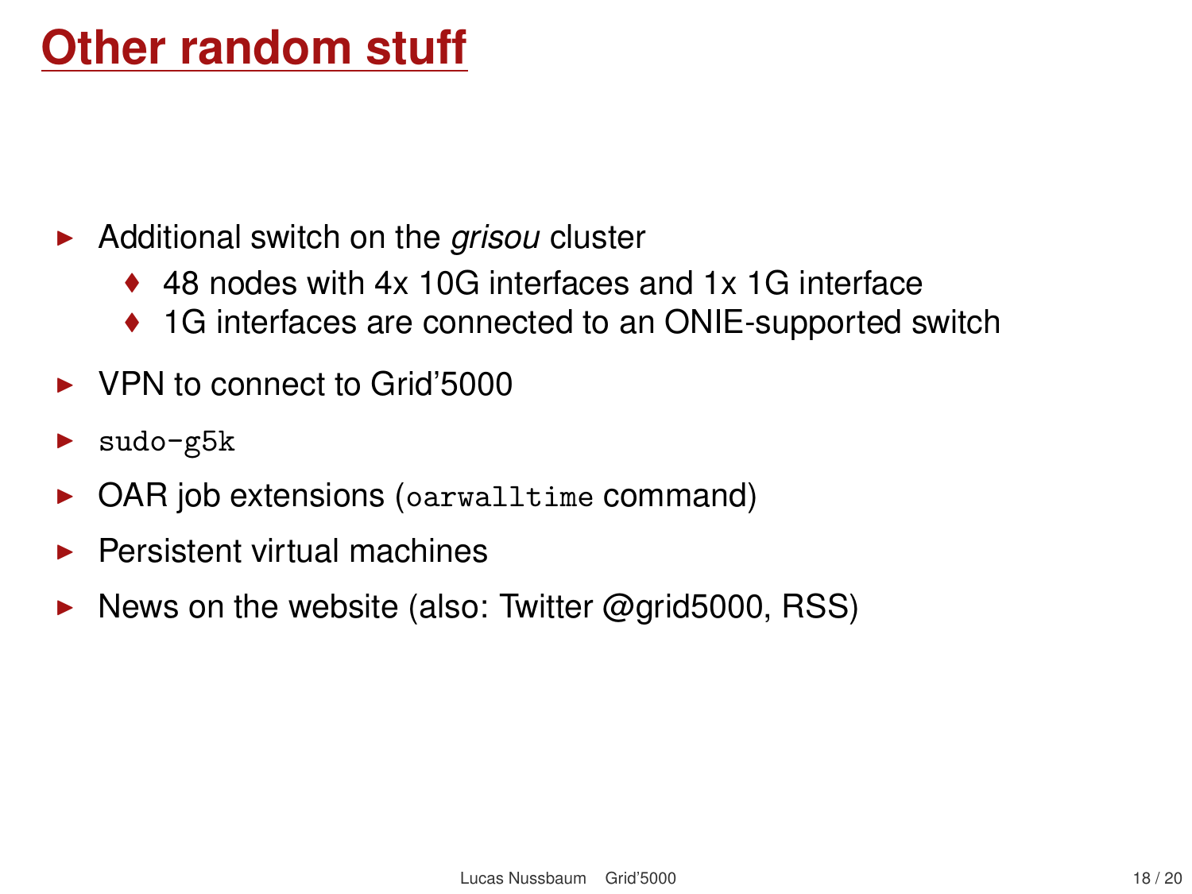# Other random stuff

- Additional switch on the *grisou* cluster
  - 48 nodes with 4x 10G interfaces and 1x 1G interface
  - 1G interfaces are connected to an ONIE-supported switch
- VPN to connect to Grid'5000
- `sudo-g5k`
- OAR job extensions (`oarwalltime` command)
- Persistent virtual machines
- News on the website (also: Twitter @grid5000, RSS)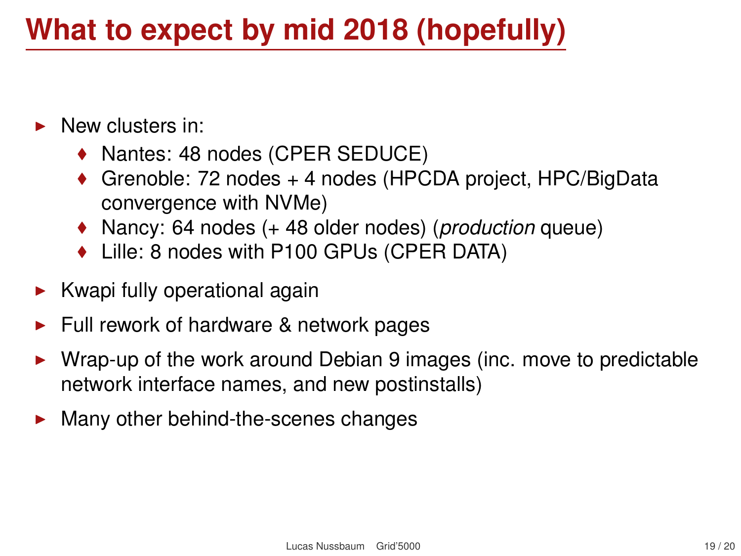# What to expect by mid 2018 (hopefully)

- New clusters in:
  - Nantes: 48 nodes (CPER SEDUCE)
  - Grenoble: 72 nodes + 4 nodes (HPCDA project, HPC/BigData convergence with NVMe)
  - Nancy: 64 nodes (+ 48 older nodes) (*production* queue)
  - Lille: 8 nodes with P100 GPUs (CPER DATA)
- Kwapi fully operational again
- Full rework of hardware & network pages
- Wrap-up of the work around Debian 9 images (inc. move to predictable network interface names, and new postinstalls)
- Many other behind-the-scenes changes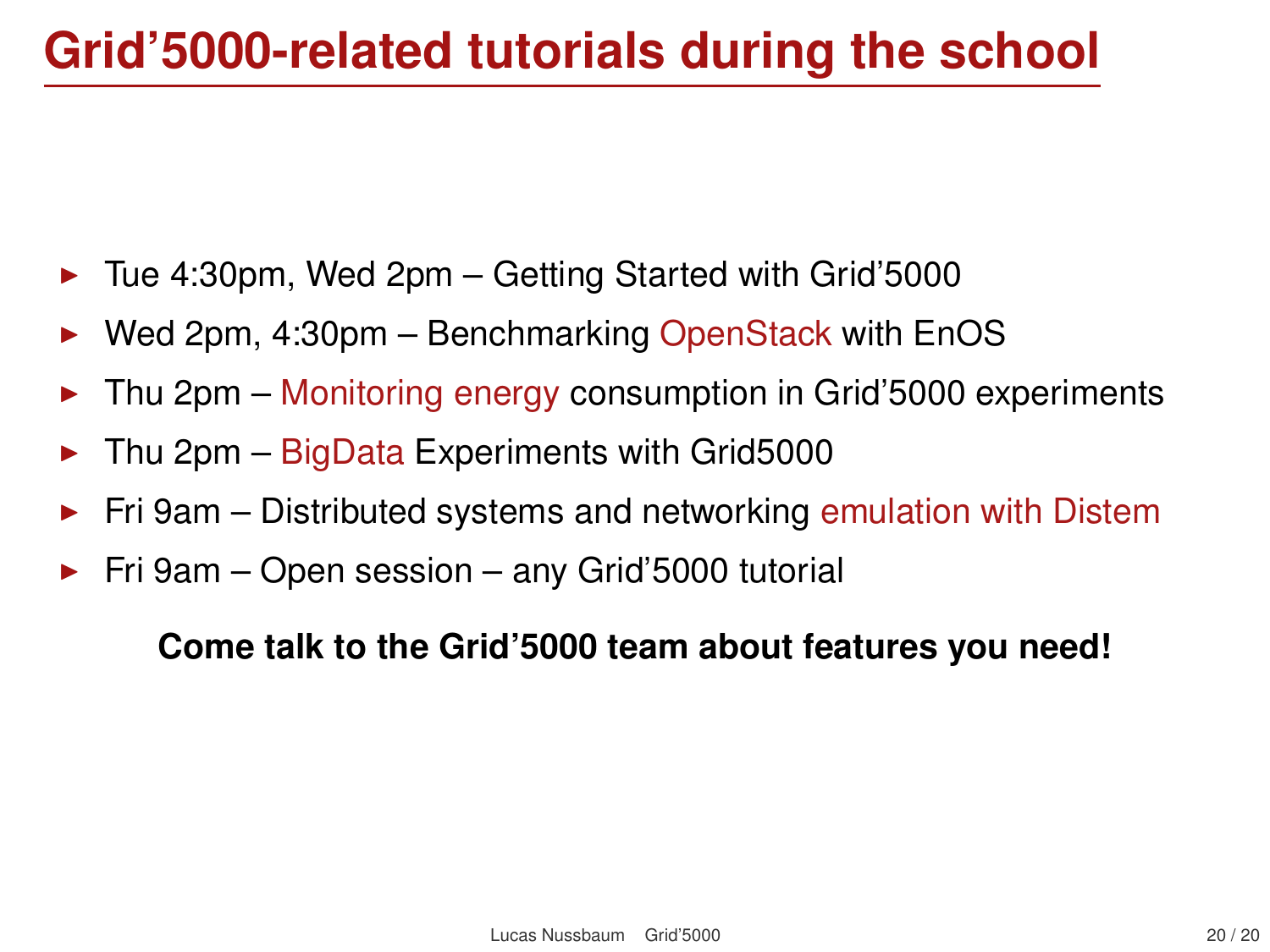# Grid'5000-related tutorials during the school

- Tue 4:30pm, Wed 2pm – Getting Started with Grid'5000
- Wed 2pm, 4:30pm – Benchmarking OpenStack with EnOS
- Thu 2pm – Monitoring energy consumption in Grid'5000 experiments
- Thu 2pm – BigData Experiments with Grid5000
- Fri 9am – Distributed systems and networking emulation with Distem
- Fri 9am – Open session – any Grid'5000 tutorial

**Come talk to the Grid'5000 team about features you need!**